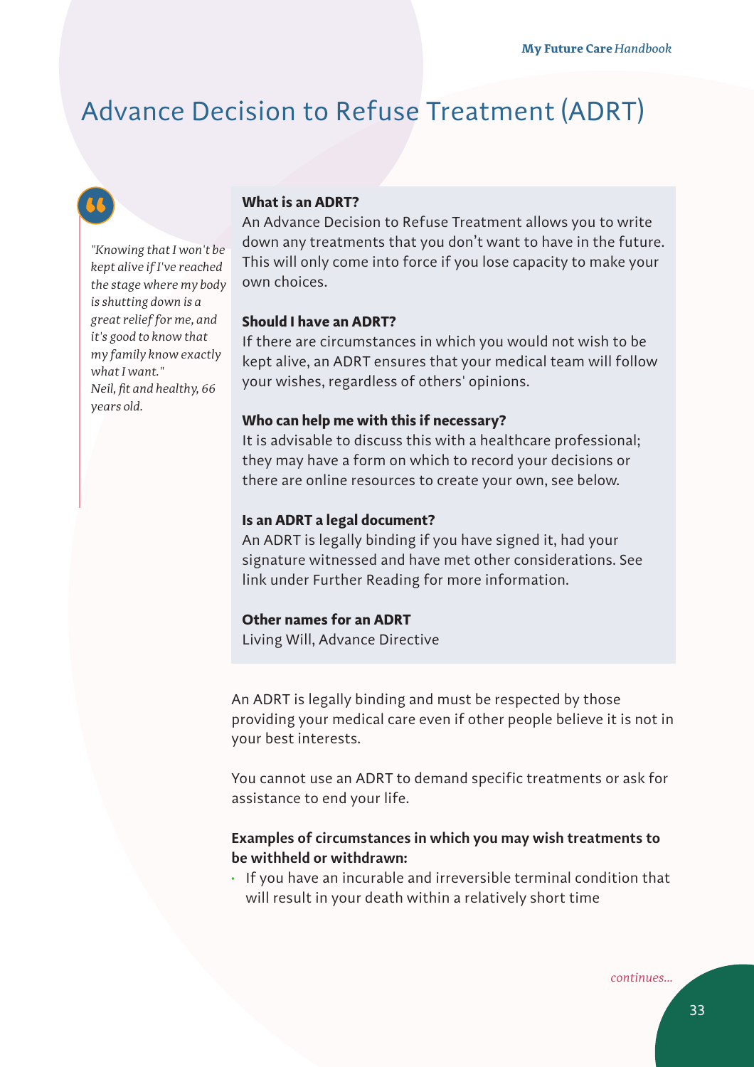# Advance Decision to Refuse Treatment (ADRT)

*"Knowing that I won't be kept alive if I've reached the stage where my body is shutting down is a great relief for me, and it's good to know that my family know exactly what I want."*
*Neil, fit and healthy, 66 years old.*

**What is an ADRT?**
An Advance Decision to Refuse Treatment allows you to write down any treatments that you don't want to have in the future. This will only come into force if you lose capacity to make your own choices.

**Should I have an ADRT?**
If there are circumstances in which you would not wish to be kept alive, an ADRT ensures that your medical team will follow your wishes, regardless of others' opinions.

**Who can help me with this if necessary?**
It is advisable to discuss this with a healthcare professional; they may have a form on which to record your decisions or there are online resources to create your own, see below.

**Is an ADRT a legal document?**
An ADRT is legally binding if you have signed it, had your signature witnessed and have met other considerations. See link under Further Reading for more information.

**Other names for an ADRT**
Living Will, Advance Directive

An ADRT is legally binding and must be respected by those providing your medical care even if other people believe it is not in your best interests.

You cannot use an ADRT to demand specific treatments or ask for assistance to end your life.

**Examples of circumstances in which you may wish treatments to be withheld or withdrawn:**

- If you have an incurable and irreversible terminal condition that will result in your death within a relatively short time

*continues...*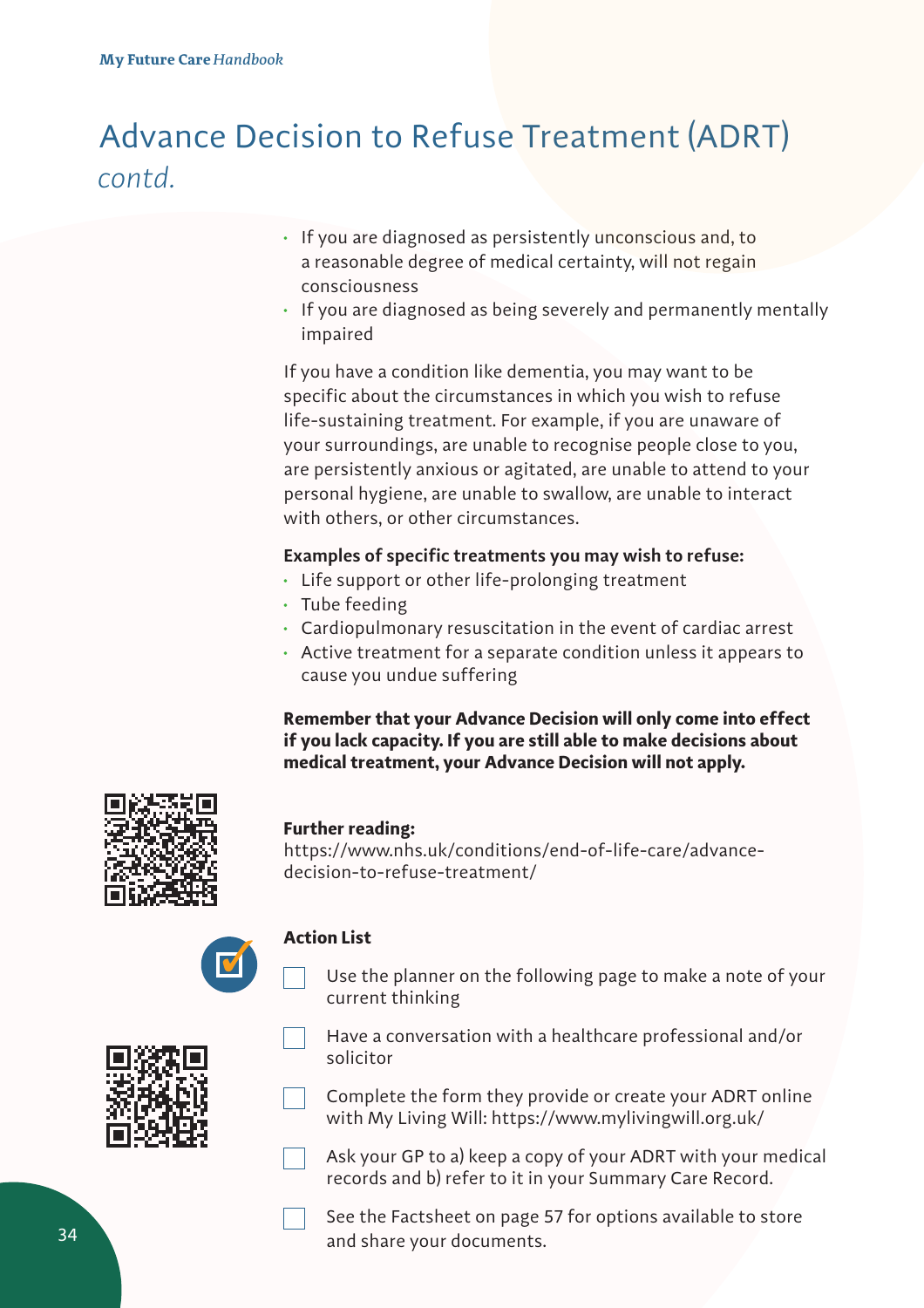# Advance Decision to Refuse Treatment (ADRT) *contd.*

- If you are diagnosed as persistently unconscious and, to a reasonable degree of medical certainty, will not regain consciousness
- If you are diagnosed as being severely and permanently mentally impaired

If you have a condition like dementia, you may want to be specific about the circumstances in which you wish to refuse life-sustaining treatment. For example, if you are unaware of your surroundings, are unable to recognise people close to you, are persistently anxious or agitated, are unable to attend to your personal hygiene, are unable to swallow, are unable to interact with others, or other circumstances.

**Examples of specific treatments you may wish to refuse:**

- Life support or other life-prolonging treatment
- Tube feeding
- Cardiopulmonary resuscitation in the event of cardiac arrest
- Active treatment for a separate condition unless it appears to cause you undue suffering

**Remember that your Advance Decision will only come into effect if you lack capacity. If you are still able to make decisions about medical treatment, your Advance Decision will not apply.**

**Further reading:**
https://www.nhs.uk/conditions/end-of-life-care/advance-decision-to-refuse-treatment/

**Action List**

- [ ] Use the planner on the following page to make a note of your current thinking
- [ ] Have a conversation with a healthcare professional and/or solicitor
- [ ] Complete the form they provide or create your ADRT online with My Living Will: https://www.mylivingwill.org.uk/
- [ ] Ask your GP to a) keep a copy of your ADRT with your medical records and b) refer to it in your Summary Care Record.
- [ ] See the Factsheet on page 57 for options available to store and share your documents.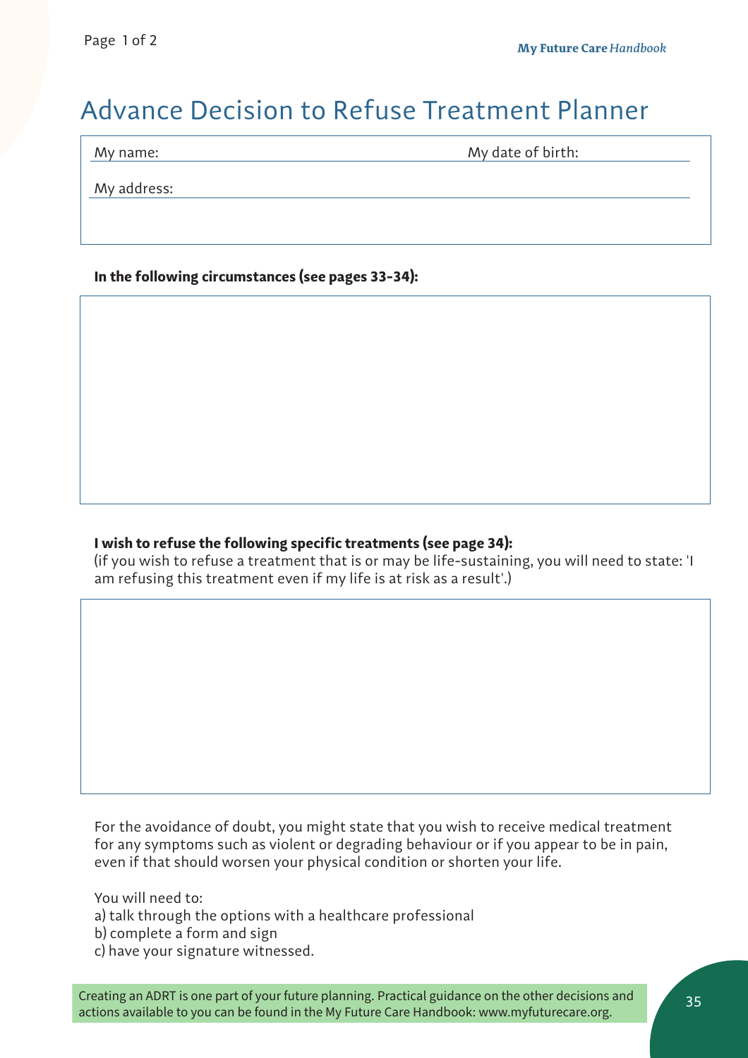# Advance Decision to Refuse Treatment Planner

My name: 

My date of birth: 

My address: 

**In the following circumstances (see pages 33-34):**

**I wish to refuse the following specific treatments (see page 34):**
(if you wish to refuse a treatment that is or may be life-sustaining, you will need to state: 'I am refusing this treatment even if my life is at risk as a result'.)

For the avoidance of doubt, you might state that you wish to receive medical treatment for any symptoms such as violent or degrading behaviour or if you appear to be in pain, even if that should worsen your physical condition or shorten your life.

You will need to:
a) talk through the options with a healthcare professional
b) complete a form and sign
c) have your signature witnessed.

Creating an ADRT is one part of your future planning. Practical guidance on the other decisions and actions available to you can be found in the My Future Care Handbook: www.myfuturecare.org.